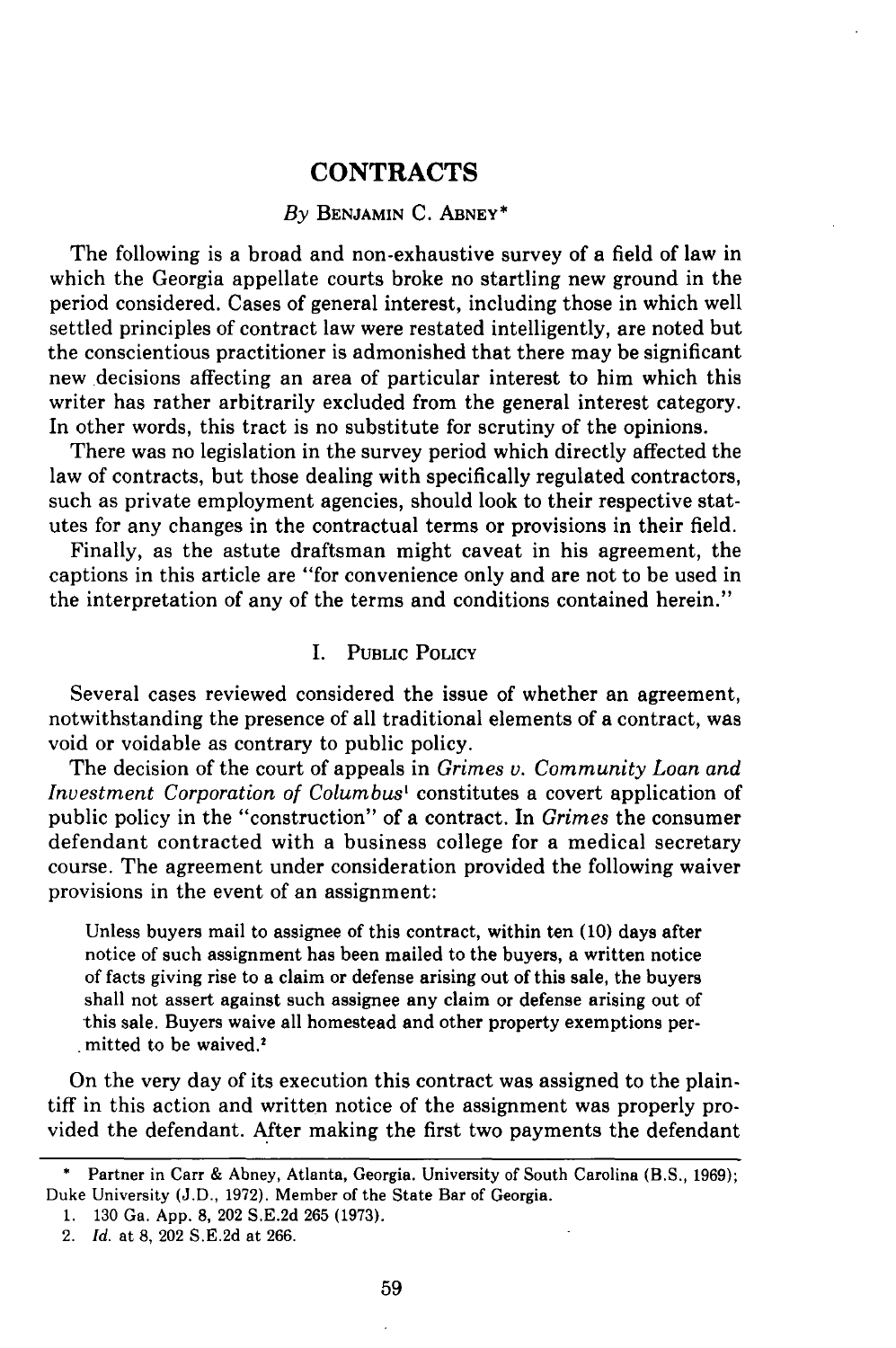# CONTRACTS

*By* BENJAMIN C. ABNEY*

The following is a broad and non-exhaustive survey of a field of law in which the Georgia appellate courts broke no startling new ground in the period considered. Cases of general interest, including those in which well settled principles of contract law were restated intelligently, are noted but the conscientious practitioner is admonished that there may be significant new decisions affecting an area of particular interest to him which this writer has rather arbitrarily excluded from the general interest category. In other words, this tract is no substitute for scrutiny of the opinions.

There was no legislation in the survey period which directly affected the law of contracts, but those dealing with specifically regulated contractors, such as private employment agencies, should look to their respective statutes for any changes in the contractual terms or provisions in their field.

Finally, as the astute draftsman might caveat in his agreement, the captions in this article are "for convenience only and are not to be used in the interpretation of any of the terms and conditions contained herein."

## I. PUBLIC POLICY

Several cases reviewed considered the issue of whether an agreement, notwithstanding the presence of all traditional elements of a contract, was void or voidable as contrary to public policy.

The decision of the court of appeals in *Grimes v. Community Loan and Investment Corporation of Columbus*[1] constitutes a covert application of public policy in the "construction" of a contract. In *Grimes* the consumer defendant contracted with a business college for a medical secretary course. The agreement under consideration provided the following waiver provisions in the event of an assignment:

> Unless buyers mail to assignee of this contract, within ten (10) days after notice of such assignment has been mailed to the buyers, a written notice of facts giving rise to a claim or defense arising out of this sale, the buyers shall not assert against such assignee any claim or defense arising out of this sale. Buyers waive all homestead and other property exemptions permitted to be waived.[2]

On the very day of its execution this contract was assigned to the plaintiff in this action and written notice of the assignment was properly provided the defendant. After making the first two payments the defendant

---

\* Partner in Carr & Abney, Atlanta, Georgia. University of South Carolina (B.S., 1969); Duke University (J.D., 1972). Member of the State Bar of Georgia.

1. 130 Ga. App. 8, 202 S.E.2d 265 (1973).

2. *Id.* at 8, 202 S.E.2d at 266.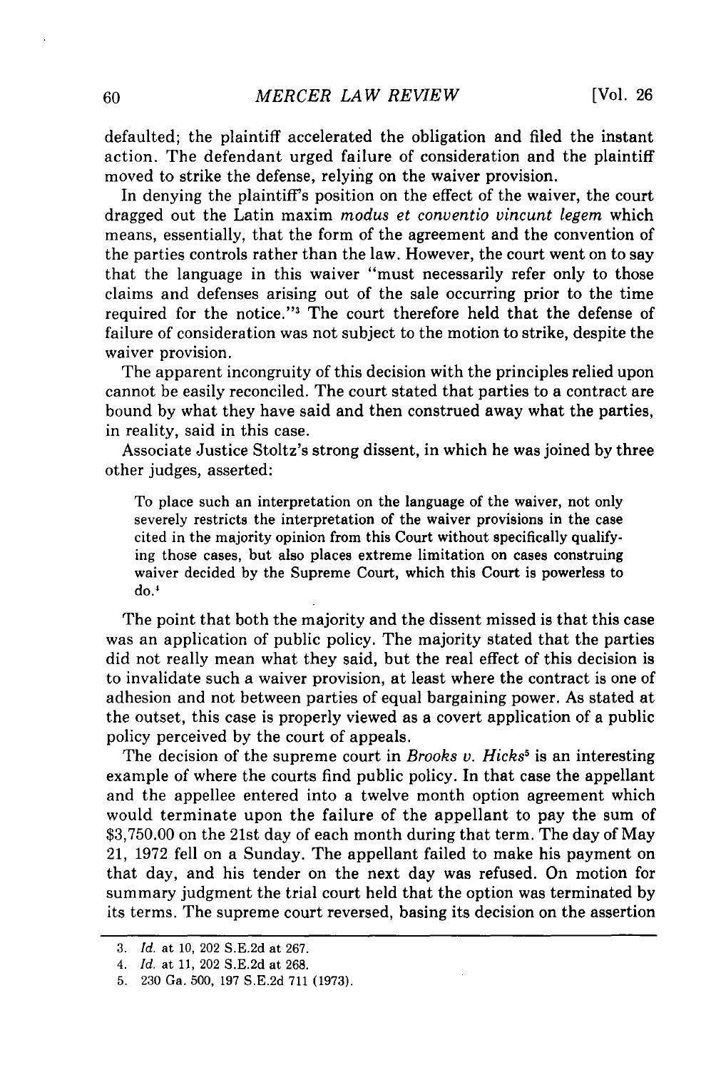defaulted; the plaintiff accelerated the obligation and filed the instant action. The defendant urged failure of consideration and the plaintiff moved to strike the defense, relying on the waiver provision.

In denying the plaintiff's position on the effect of the waiver, the court dragged out the Latin maxim *modus et conventio vincunt legem* which means, essentially, that the form of the agreement and the convention of the parties controls rather than the law. However, the court went on to say that the language in this waiver "must necessarily refer only to those claims and defenses arising out of the sale occurring prior to the time required for the notice."[3] The court therefore held that the defense of failure of consideration was not subject to the motion to strike, despite the waiver provision.

The apparent incongruity of this decision with the principles relied upon cannot be easily reconciled. The court stated that parties to a contract are bound by what they have said and then construed away what the parties, in reality, said in this case.

Associate Justice Stoltz's strong dissent, in which he was joined by three other judges, asserted:

> To place such an interpretation on the language of the waiver, not only severely restricts the interpretation of the waiver provisions in the case cited in the majority opinion from this Court without specifically qualifying those cases, but also places extreme limitation on cases construing waiver decided by the Supreme Court, which this Court is powerless to do.[4]

The point that both the majority and the dissent missed is that this case was an application of public policy. The majority stated that the parties did not really mean what they said, but the real effect of this decision is to invalidate such a waiver provision, at least where the contract is one of adhesion and not between parties of equal bargaining power. As stated at the outset, this case is properly viewed as a covert application of a public policy perceived by the court of appeals.

The decision of the supreme court in *Brooks v. Hicks*[5] is an interesting example of where the courts find public policy. In that case the appellant and the appellee entered into a twelve month option agreement which would terminate upon the failure of the appellant to pay the sum of $3,750.00 on the 21st day of each month during that term. The day of May 21, 1972 fell on a Sunday. The appellant failed to make his payment on that day, and his tender on the next day was refused. On motion for summary judgment the trial court held that the option was terminated by its terms. The supreme court reversed, basing its decision on the assertion

---

3. *Id.* at 10, 202 S.E.2d at 267.
4. *Id.* at 11, 202 S.E.2d at 268.
5. 230 Ga. 500, 197 S.E.2d 711 (1973).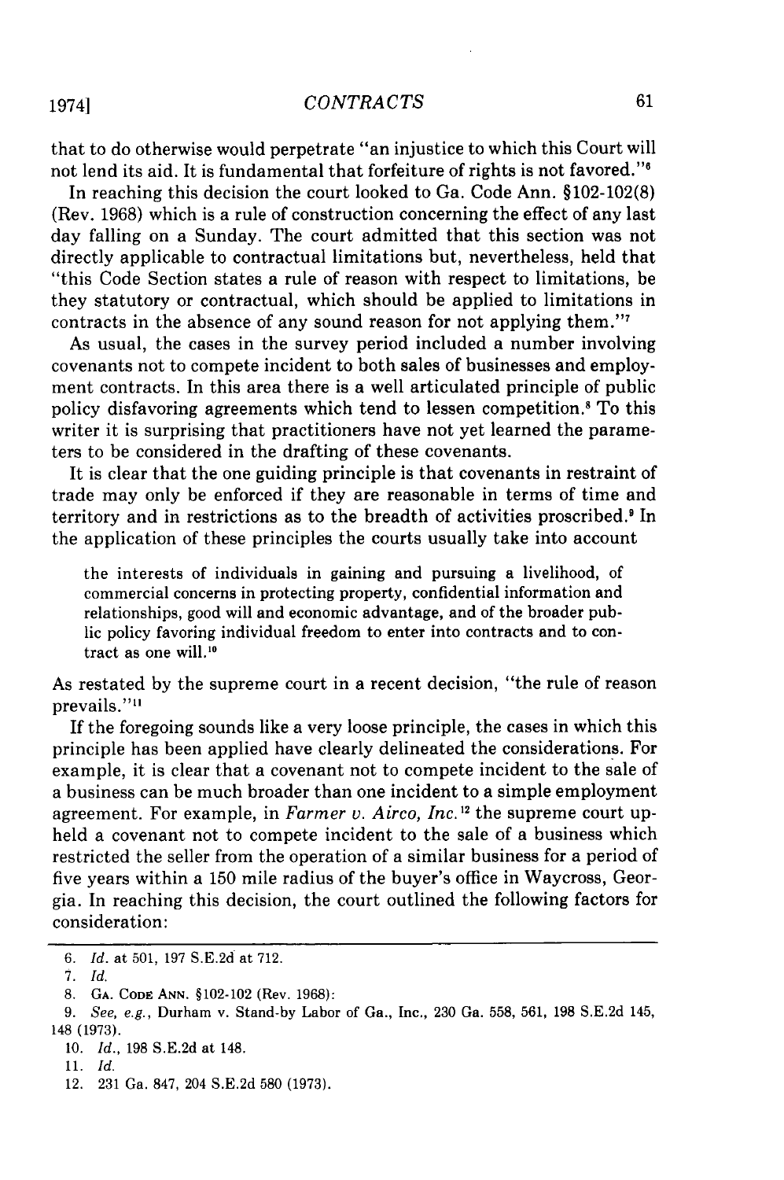that to do otherwise would perpetrate "an injustice to which this Court will not lend its aid. It is fundamental that forfeiture of rights is not favored."[6]

In reaching this decision the court looked to Ga. Code Ann. §102-102(8) (Rev. 1968) which is a rule of construction concerning the effect of any last day falling on a Sunday. The court admitted that this section was not directly applicable to contractual limitations but, nevertheless, held that "this Code Section states a rule of reason with respect to limitations, be they statutory or contractual, which should be applied to limitations in contracts in the absence of any sound reason for not applying them."[7]

As usual, the cases in the survey period included a number involving covenants not to compete incident to both sales of businesses and employment contracts. In this area there is a well articulated principle of public policy disfavoring agreements which tend to lessen competition.[8] To this writer it is surprising that practitioners have not yet learned the parameters to be considered in the drafting of these covenants.

It is clear that the one guiding principle is that covenants in restraint of trade may only be enforced if they are reasonable in terms of time and territory and in restrictions as to the breadth of activities proscribed.[9] In the application of these principles the courts usually take into account

> the interests of individuals in gaining and pursuing a livelihood, of commercial concerns in protecting property, confidential information and relationships, good will and economic advantage, and of the broader public policy favoring individual freedom to enter into contracts and to contract as one will.[10]

As restated by the supreme court in a recent decision, "the rule of reason prevails."[11]

If the foregoing sounds like a very loose principle, the cases in which this principle has been applied have clearly delineated the considerations. For example, it is clear that a covenant not to compete incident to the sale of a business can be much broader than one incident to a simple employment agreement. For example, in *Farmer v. Airco, Inc.*[12] the supreme court upheld a covenant not to compete incident to the sale of a business which restricted the seller from the operation of a similar business for a period of five years within a 150 mile radius of the buyer's office in Waycross, Georgia. In reaching this decision, the court outlined the following factors for consideration:

---

6. *Id.* at 501, 197 S.E.2d at 712.
7. *Id.*
8. GA. CODE ANN. §102-102 (Rev. 1968):
9. *See, e.g.*, Durham v. Stand-by Labor of Ga., Inc., 230 Ga. 558, 561, 198 S.E.2d 145, 148 (1973).
10. *Id.*, 198 S.E.2d at 148.
11. *Id.*
12. 231 Ga. 847, 204 S.E.2d 580 (1973).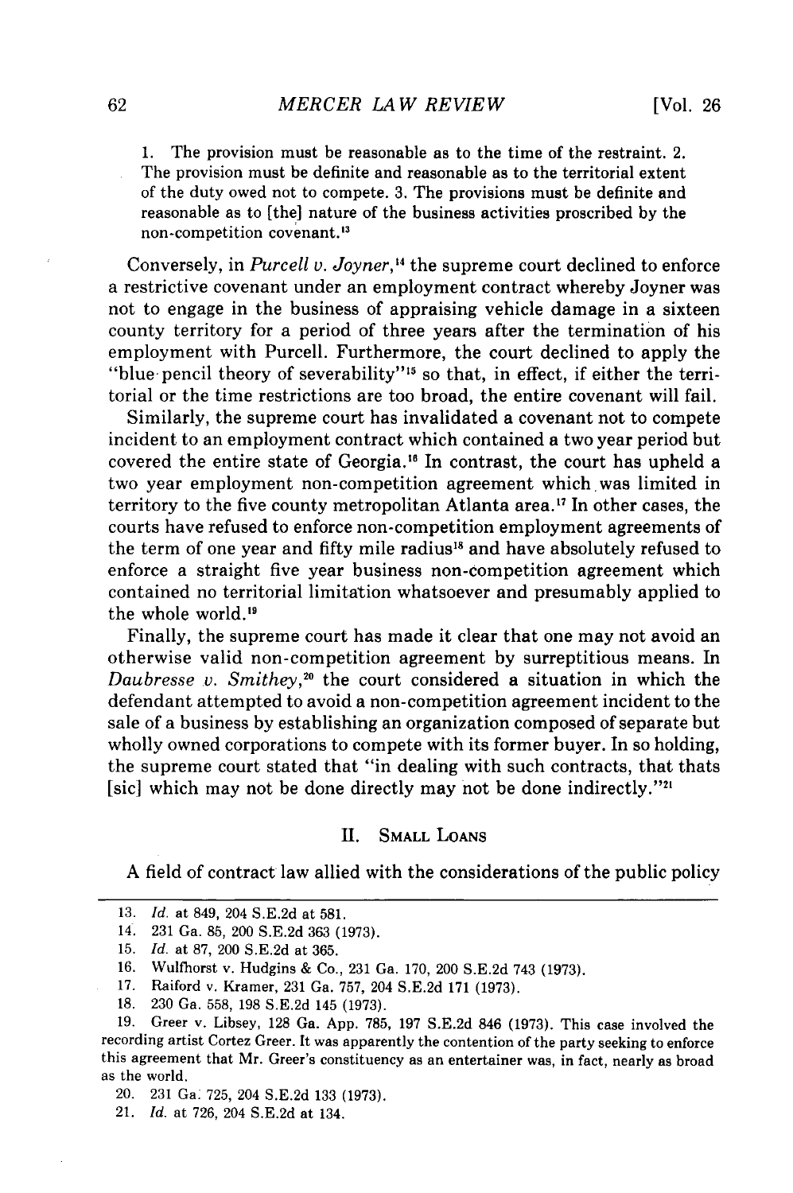1. The provision must be reasonable as to the time of the restraint. 2. The provision must be definite and reasonable as to the territorial extent of the duty owed not to compete. 3. The provisions must be definite and reasonable as to [the] nature of the business activities proscribed by the non-competition covenant.[13]

Conversely, in *Purcell v. Joyner*,[14] the supreme court declined to enforce a restrictive covenant under an employment contract whereby Joyner was not to engage in the business of appraising vehicle damage in a sixteen county territory for a period of three years after the termination of his employment with Purcell. Furthermore, the court declined to apply the "blue pencil theory of severability"[15] so that, in effect, if either the territorial or the time restrictions are too broad, the entire covenant will fail.

Similarly, the supreme court has invalidated a covenant not to compete incident to an employment contract which contained a two year period but covered the entire state of Georgia.[16] In contrast, the court has upheld a two year employment non-competition agreement which was limited in territory to the five county metropolitan Atlanta area.[17] In other cases, the courts have refused to enforce non-competition employment agreements of the term of one year and fifty mile radius[18] and have absolutely refused to enforce a straight five year business non-competition agreement which contained no territorial limitation whatsoever and presumably applied to the whole world.[19]

Finally, the supreme court has made it clear that one may not avoid an otherwise valid non-competition agreement by surreptitious means. In *Daubresse v. Smithey*,[20] the court considered a situation in which the defendant attempted to avoid a non-competition agreement incident to the sale of a business by establishing an organization composed of separate but wholly owned corporations to compete with its former buyer. In so holding, the supreme court stated that "in dealing with such contracts, that thats [sic] which may not be done directly may not be done indirectly."[21]

## II. Small Loans

A field of contract law allied with the considerations of the public policy

---

13. *Id.* at 849, 204 S.E.2d at 581.

14. 231 Ga. 85, 200 S.E.2d 363 (1973).

15. *Id.* at 87, 200 S.E.2d at 365.

16. Wulfhorst v. Hudgins & Co., 231 Ga. 170, 200 S.E.2d 743 (1973).

17. Raiford v. Kramer, 231 Ga. 757, 204 S.E.2d 171 (1973).

18. 230 Ga. 558, 198 S.E.2d 145 (1973).

19. Greer v. Libsey, 128 Ga. App. 785, 197 S.E.2d 846 (1973). This case involved the recording artist Cortez Greer. It was apparently the contention of the party seeking to enforce this agreement that Mr. Greer's constituency as an entertainer was, in fact, nearly as broad as the world.

20. 231 Ga. 725, 204 S.E.2d 133 (1973).

21. *Id.* at 726, 204 S.E.2d at 134.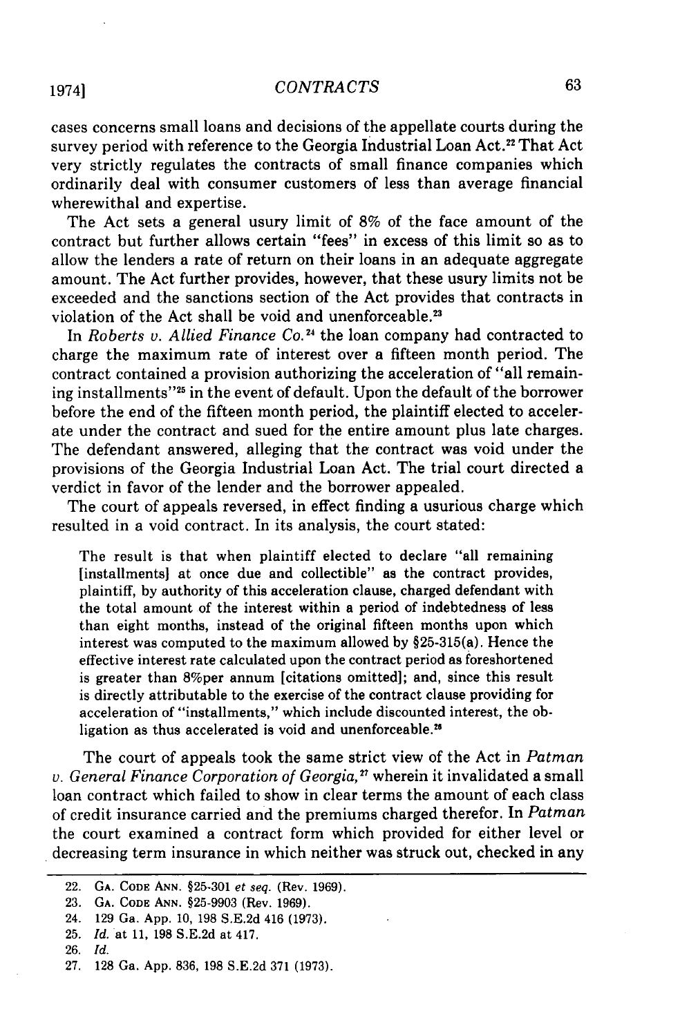cases concerns small loans and decisions of the appellate courts during the survey period with reference to the Georgia Industrial Loan Act.[22] That Act very strictly regulates the contracts of small finance companies which ordinarily deal with consumer customers of less than average financial wherewithal and expertise.

The Act sets a general usury limit of 8% of the face amount of the contract but further allows certain "fees" in excess of this limit so as to allow the lenders a rate of return on their loans in an adequate aggregate amount. The Act further provides, however, that these usury limits not be exceeded and the sanctions section of the Act provides that contracts in violation of the Act shall be void and unenforceable.[23]

In *Roberts v. Allied Finance Co.*[24] the loan company had contracted to charge the maximum rate of interest over a fifteen month period. The contract contained a provision authorizing the acceleration of "all remaining installments"[25] in the event of default. Upon the default of the borrower before the end of the fifteen month period, the plaintiff elected to accelerate under the contract and sued for the entire amount plus late charges. The defendant answered, alleging that the contract was void under the provisions of the Georgia Industrial Loan Act. The trial court directed a verdict in favor of the lender and the borrower appealed.

The court of appeals reversed, in effect finding a usurious charge which resulted in a void contract. In its analysis, the court stated:

> The result is that when plaintiff elected to declare "all remaining [installments] at once due and collectible" as the contract provides, plaintiff, by authority of this acceleration clause, charged defendant with the total amount of the interest within a period of indebtedness of less than eight months, instead of the original fifteen months upon which interest was computed to the maximum allowed by §25-315(a). Hence the effective interest rate calculated upon the contract period as foreshortened is greater than 8%per annum [citations omitted]; and, since this result is directly attributable to the exercise of the contract clause providing for acceleration of "installments," which include discounted interest, the obligation as thus accelerated is void and unenforceable.[26]

The court of appeals took the same strict view of the Act in *Patman v. General Finance Corporation of Georgia,*[27] wherein it invalidated a small loan contract which failed to show in clear terms the amount of each class of credit insurance carried and the premiums charged therefor. In *Patman* the court examined a contract form which provided for either level or decreasing term insurance in which neither was struck out, checked in any

---

22. GA. CODE ANN. §25-301 *et seq.* (Rev. 1969).
23. GA. CODE ANN. §25-9903 (Rev. 1969).
24. 129 Ga. App. 10, 198 S.E.2d 416 (1973).
25. *Id.* at 11, 198 S.E.2d at 417.
26. *Id.*
27. 128 Ga. App. 836, 198 S.E.2d 371 (1973).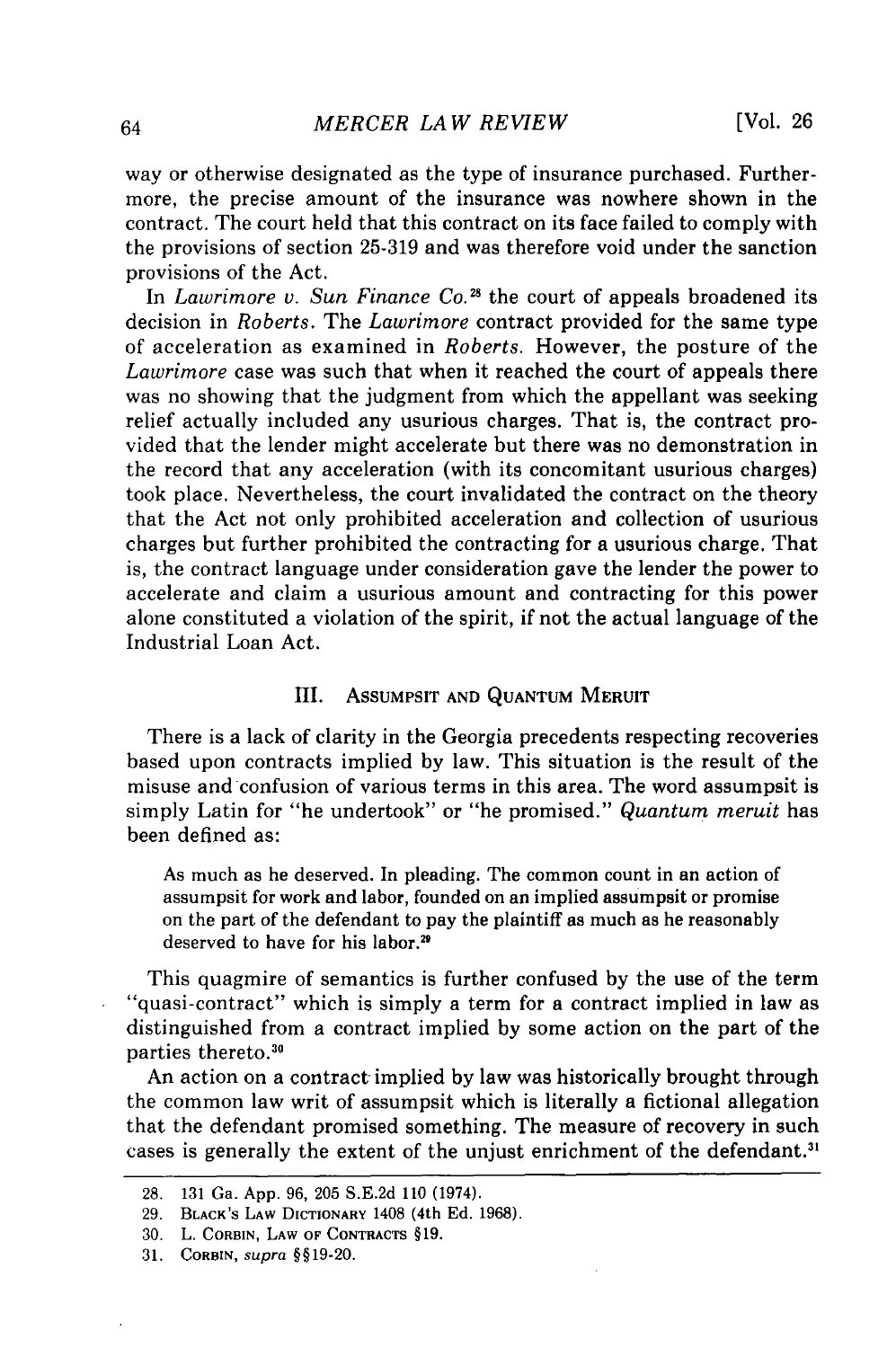way or otherwise designated as the type of insurance purchased. Furthermore, the precise amount of the insurance was nowhere shown in the contract. The court held that this contract on its face failed to comply with the provisions of section 25-319 and was therefore void under the sanction provisions of the Act.

In *Lawrimore v. Sun Finance Co.*[28] the court of appeals broadened its decision in *Roberts*. The *Lawrimore* contract provided for the same type of acceleration as examined in *Roberts*. However, the posture of the *Lawrimore* case was such that when it reached the court of appeals there was no showing that the judgment from which the appellant was seeking relief actually included any usurious charges. That is, the contract provided that the lender might accelerate but there was no demonstration in the record that any acceleration (with its concomitant usurious charges) took place. Nevertheless, the court invalidated the contract on the theory that the Act not only prohibited acceleration and collection of usurious charges but further prohibited the contracting for a usurious charge. That is, the contract language under consideration gave the lender the power to accelerate and claim a usurious amount and contracting for this power alone constituted a violation of the spirit, if not the actual language of the Industrial Loan Act.

## III. Assumpsit and Quantum Meruit

There is a lack of clarity in the Georgia precedents respecting recoveries based upon contracts implied by law. This situation is the result of the misuse and confusion of various terms in this area. The word assumpsit is simply Latin for "he undertook" or "he promised." *Quantum meruit* has been defined as:

> As much as he deserved. In pleading. The common count in an action of assumpsit for work and labor, founded on an implied assumpsit or promise on the part of the defendant to pay the plaintiff as much as he reasonably deserved to have for his labor.[29]

This quagmire of semantics is further confused by the use of the term "quasi-contract" which is simply a term for a contract implied in law as distinguished from a contract implied by some action on the part of the parties thereto.[30]

An action on a contract implied by law was historically brought through the common law writ of assumpsit which is literally a fictional allegation that the defendant promised something. The measure of recovery in such cases is generally the extent of the unjust enrichment of the defendant.[31]

---

28. 131 Ga. App. 96, 205 S.E.2d 110 (1974).
29. Black's Law Dictionary 1408 (4th Ed. 1968).
30. L. Corbin, Law of Contracts §19.
31. Corbin, *supra* §§19-20.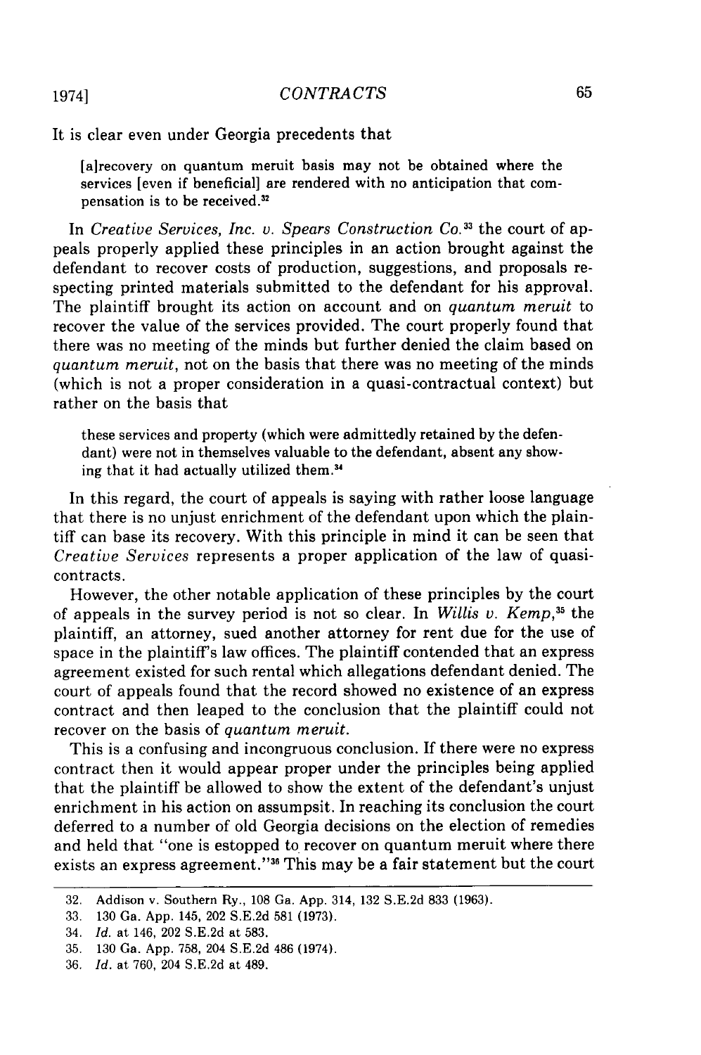It is clear even under Georgia precedents that

> [a]recovery on quantum meruit basis may not be obtained where the services [even if beneficial] are rendered with no anticipation that compensation is to be received.[32]

In *Creative Services, Inc. v. Spears Construction Co.*[33] the court of appeals properly applied these principles in an action brought against the defendant to recover costs of production, suggestions, and proposals respecting printed materials submitted to the defendant for his approval. The plaintiff brought its action on account and on *quantum meruit* to recover the value of the services provided. The court properly found that there was no meeting of the minds but further denied the claim based on *quantum meruit*, not on the basis that there was no meeting of the minds (which is not a proper consideration in a quasi-contractual context) but rather on the basis that

> these services and property (which were admittedly retained by the defendant) were not in themselves valuable to the defendant, absent any showing that it had actually utilized them.[34]

In this regard, the court of appeals is saying with rather loose language that there is no unjust enrichment of the defendant upon which the plaintiff can base its recovery. With this principle in mind it can be seen that *Creative Services* represents a proper application of the law of quasi-contracts.

However, the other notable application of these principles by the court of appeals in the survey period is not so clear. In *Willis v. Kemp*,[35] the plaintiff, an attorney, sued another attorney for rent due for the use of space in the plaintiff's law offices. The plaintiff contended that an express agreement existed for such rental which allegations defendant denied. The court of appeals found that the record showed no existence of an express contract and then leaped to the conclusion that the plaintiff could not recover on the basis of *quantum meruit*.

This is a confusing and incongruous conclusion. If there were no express contract then it would appear proper under the principles being applied that the plaintiff be allowed to show the extent of the defendant's unjust enrichment in his action on assumpsit. In reaching its conclusion the court deferred to a number of old Georgia decisions on the election of remedies and held that "one is estopped to recover on quantum meruit where there exists an express agreement."[36] This may be a fair statement but the court

---

32. Addison v. Southern Ry., 108 Ga. App. 314, 132 S.E.2d 833 (1963).
33. 130 Ga. App. 145, 202 S.E.2d 581 (1973).
34. *Id.* at 146, 202 S.E.2d at 583.
35. 130 Ga. App. 758, 204 S.E.2d 486 (1974).
36. *Id.* at 760, 204 S.E.2d at 489.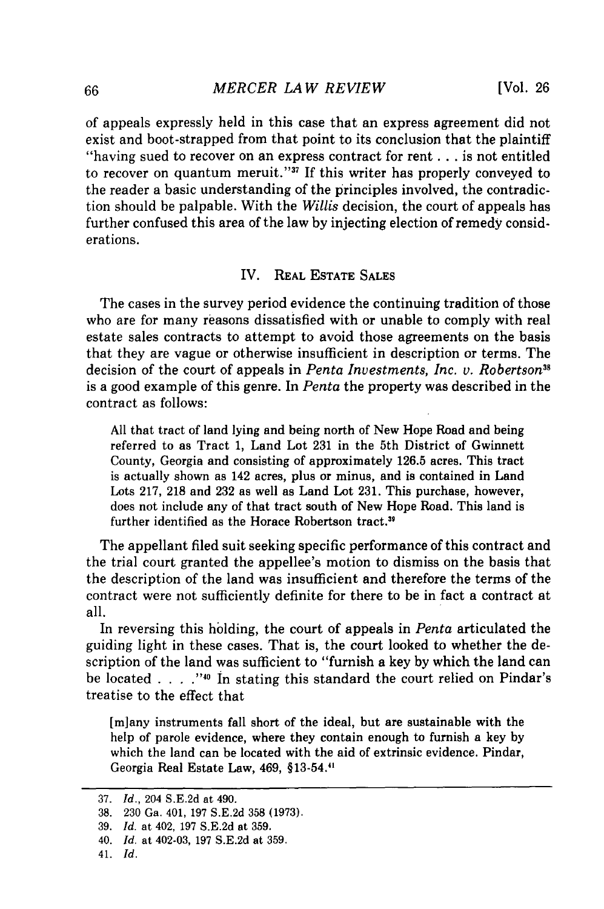of appeals expressly held in this case that an express agreement did not exist and boot-strapped from that point to its conclusion that the plaintiff "having sued to recover on an express contract for rent . . . is not entitled to recover on quantum meruit."[37] If this writer has properly conveyed to the reader a basic understanding of the principles involved, the contradiction should be palpable. With the *Willis* decision, the court of appeals has further confused this area of the law by injecting election of remedy considerations.

## IV. Real Estate Sales

The cases in the survey period evidence the continuing tradition of those who are for many reasons dissatisfied with or unable to comply with real estate sales contracts to attempt to avoid those agreements on the basis that they are vague or otherwise insufficient in description or terms. The decision of the court of appeals in *Penta Investments, Inc. v. Robertson*[38] is a good example of this genre. In *Penta* the property was described in the contract as follows:

> All that tract of land lying and being north of New Hope Road and being referred to as Tract 1, Land Lot 231 in the 5th District of Gwinnett County, Georgia and consisting of approximately 126.5 acres. This tract is actually shown as 142 acres, plus or minus, and is contained in Land Lots 217, 218 and 232 as well as Land Lot 231. This purchase, however, does not include any of that tract south of New Hope Road. This land is further identified as the Horace Robertson tract.[39]

The appellant filed suit seeking specific performance of this contract and the trial court granted the appellee's motion to dismiss on the basis that the description of the land was insufficient and therefore the terms of the contract were not sufficiently definite for there to be in fact a contract at all.

In reversing this holding, the court of appeals in *Penta* articulated the guiding light in these cases. That is, the court looked to whether the description of the land was sufficient to "furnish a key by which the land can be located . . . ."[40] In stating this standard the court relied on Pindar's treatise to the effect that

> [m]any instruments fall short of the ideal, but are sustainable with the help of parole evidence, where they contain enough to furnish a key by which the land can be located with the aid of extrinsic evidence. Pindar, Georgia Real Estate Law, 469, §13-54.[41]

---

37. *Id.*, 204 S.E.2d at 490.
38. 230 Ga. 401, 197 S.E.2d 358 (1973).
39. *Id.* at 402, 197 S.E.2d at 359.
40. *Id.* at 402-03, 197 S.E.2d at 359.
41. *Id.*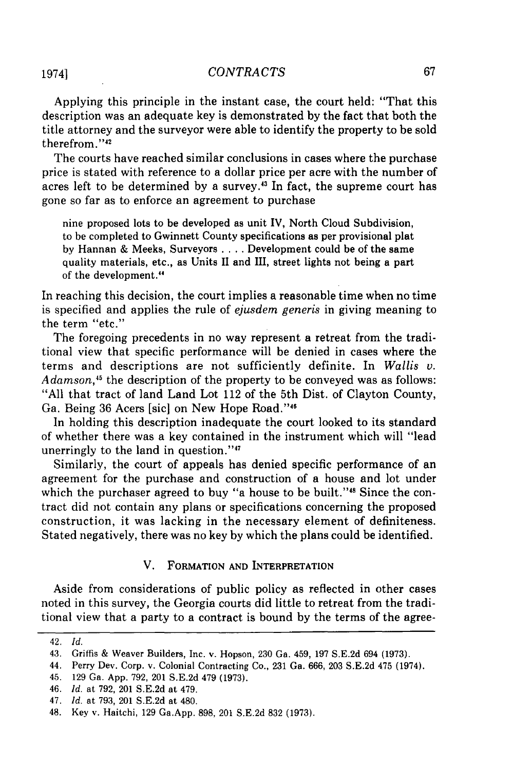Applying this principle in the instant case, the court held: "That this description was an adequate key is demonstrated by the fact that both the title attorney and the surveyor were able to identify the property to be sold therefrom."[42]

The courts have reached similar conclusions in cases where the purchase price is stated with reference to a dollar price per acre with the number of acres left to be determined by a survey.[43] In fact, the supreme court has gone so far as to enforce an agreement to purchase

> nine proposed lots to be developed as unit IV, North Cloud Subdivision, to be completed to Gwinnett County specifications as per provisional plat by Hannan & Meeks, Surveyors . . . . Development could be of the same quality materials, etc., as Units II and III, street lights not being a part of the development.[44]

In reaching this decision, the court implies a reasonable time when no time is specified and applies the rule of *ejusdem generis* in giving meaning to the term "etc."

The foregoing precedents in no way represent a retreat from the traditional view that specific performance will be denied in cases where the terms and descriptions are not sufficiently definite. In *Wallis v. Adamson*,[45] the description of the property to be conveyed was as follows: "All that tract of land Land Lot 112 of the 5th Dist. of Clayton County, Ga. Being 36 Acers [sic] on New Hope Road."[46]

In holding this description inadequate the court looked to its standard of whether there was a key contained in the instrument which will "lead unerringly to the land in question."[47]

Similarly, the court of appeals has denied specific performance of an agreement for the purchase and construction of a house and lot under which the purchaser agreed to buy "a house to be built."[48] Since the contract did not contain any plans or specifications concerning the proposed construction, it was lacking in the necessary element of definiteness. Stated negatively, there was no key by which the plans could be identified.

## V. Formation and Interpretation

Aside from considerations of public policy as reflected in other cases noted in this survey, the Georgia courts did little to retreat from the traditional view that a party to a contract is bound by the terms of the agree-

---

42. *Id.*
43. Griffis & Weaver Builders, Inc. v. Hopson, 230 Ga. 459, 197 S.E.2d 694 (1973).
44. Perry Dev. Corp. v. Colonial Contracting Co., 231 Ga. 666, 203 S.E.2d 475 (1974).
45. 129 Ga. App. 792, 201 S.E.2d 479 (1973).
46. *Id.* at 792, 201 S.E.2d at 479.
47. *Id.* at 793, 201 S.E.2d at 480.
48. Key v. Haitchi, 129 Ga.App. 898, 201 S.E.2d 832 (1973).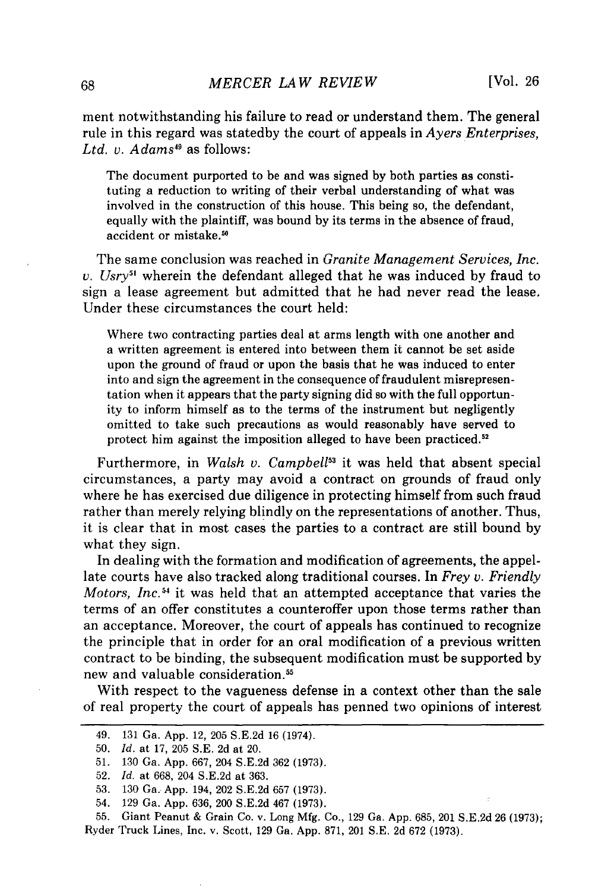ment notwithstanding his failure to read or understand them. The general rule in this regard was statedby the court of appeals in *Ayers Enterprises, Ltd. v. Adams*[49] as follows:

> The document purported to be and was signed by both parties as constituting a reduction to writing of their verbal understanding of what was involved in the construction of this house. This being so, the defendant, equally with the plaintiff, was bound by its terms in the absence of fraud, accident or mistake.[50]

The same conclusion was reached in *Granite Management Services, Inc. v. Usry*[51] wherein the defendant alleged that he was induced by fraud to sign a lease agreement but admitted that he had never read the lease. Under these circumstances the court held:

> Where two contracting parties deal at arms length with one another and a written agreement is entered into between them it cannot be set aside upon the ground of fraud or upon the basis that he was induced to enter into and sign the agreement in the consequence of fraudulent misrepresentation when it appears that the party signing did so with the full opportunity to inform himself as to the terms of the instrument but negligently omitted to take such precautions as would reasonably have served to protect him against the imposition alleged to have been practiced.[52]

Furthermore, in *Walsh v. Campbell*[53] it was held that absent special circumstances, a party may avoid a contract on grounds of fraud only where he has exercised due diligence in protecting himself from such fraud rather than merely relying blindly on the representations of another. Thus, it is clear that in most cases the parties to a contract are still bound by what they sign.

In dealing with the formation and modification of agreements, the appellate courts have also tracked along traditional courses. In *Frey v. Friendly Motors, Inc.*[54] it was held that an attempted acceptance that varies the terms of an offer constitutes a counteroffer upon those terms rather than an acceptance. Moreover, the court of appeals has continued to recognize the principle that in order for an oral modification of a previous written contract to be binding, the subsequent modification must be supported by new and valuable consideration.[55]

With respect to the vagueness defense in a context other than the sale of real property the court of appeals has penned two opinions of interest

---

49. 131 Ga. App. 12, 205 S.E.2d 16 (1974).
50. *Id.* at 17, 205 S.E. 2d at 20.
51. 130 Ga. App. 667, 204 S.E.2d 362 (1973).
52. *Id.* at 668, 204 S.E.2d at 363.
53. 130 Ga. App. 194, 202 S.E.2d 657 (1973).
54. 129 Ga. App. 636, 200 S.E.2d 467 (1973).
55. Giant Peanut & Grain Co. v. Long Mfg. Co., 129 Ga. App. 685, 201 S.E.2d 26 (1973); Ryder Truck Lines, Inc. v. Scott, 129 Ga. App. 871, 201 S.E. 2d 672 (1973).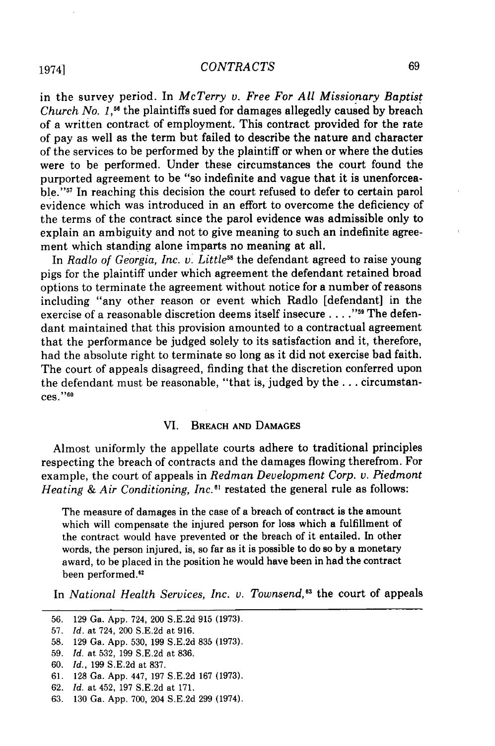in the survey period. In *McTerry v. Free For All Missionary Baptist Church No. 1,*[56] the plaintiffs sued for damages allegedly caused by breach of a written contract of employment. This contract provided for the rate of pay as well as the term but failed to describe the nature and character of the services to be performed by the plaintiff or when or where the duties were to be performed. Under these circumstances the court found the purported agreement to be "so indefinite and vague that it is unenforceable."[57] In reaching this decision the court refused to defer to certain parol evidence which was introduced in an effort to overcome the deficiency of the terms of the contract since the parol evidence was admissible only to explain an ambiguity and not to give meaning to such an indefinite agreement which standing alone imparts no meaning at all.

In *Radlo of Georgia, Inc. v. Little*[58] the defendant agreed to raise young pigs for the plaintiff under which agreement the defendant retained broad options to terminate the agreement without notice for a number of reasons including "any other reason or event which Radlo [defendant] in the exercise of a reasonable discretion deems itself insecure . . . ."[59] The defendant maintained that this provision amounted to a contractual agreement that the performance be judged solely to its satisfaction and it, therefore, had the absolute right to terminate so long as it did not exercise bad faith. The court of appeals disagreed, finding that the discretion conferred upon the defendant must be reasonable, "that is, judged by the . . . circumstances."[60]

## VI. Breach and Damages

Almost uniformly the appellate courts adhere to traditional principles respecting the breach of contracts and the damages flowing therefrom. For example, the court of appeals in *Redman Development Corp. v. Piedmont Heating & Air Conditioning, Inc.*[61] restated the general rule as follows:

> The measure of damages in the case of a breach of contract is the amount which will compensate the injured person for loss which a fulfillment of the contract would have prevented or the breach of it entailed. In other words, the person injured, is, so far as it is possible to do so by a monetary award, to be placed in the position he would have been in had the contract been performed.[62]

In *National Health Services, Inc. v. Townsend,*[63] the court of appeals

---

56. 129 Ga. App. 724, 200 S.E.2d 915 (1973).
57. *Id.* at 724, 200 S.E.2d at 916.
58. 129 Ga. App. 530, 199 S.E.2d 835 (1973).
59. *Id.* at 532, 199 S.E.2d at 836.
60. *Id.*, 199 S.E.2d at 837.
61. 128 Ga. App. 447, 197 S.E.2d 167 (1973).
62. *Id.* at 452, 197 S.E.2d at 171.
63. 130 Ga. App. 700, 204 S.E.2d 299 (1974).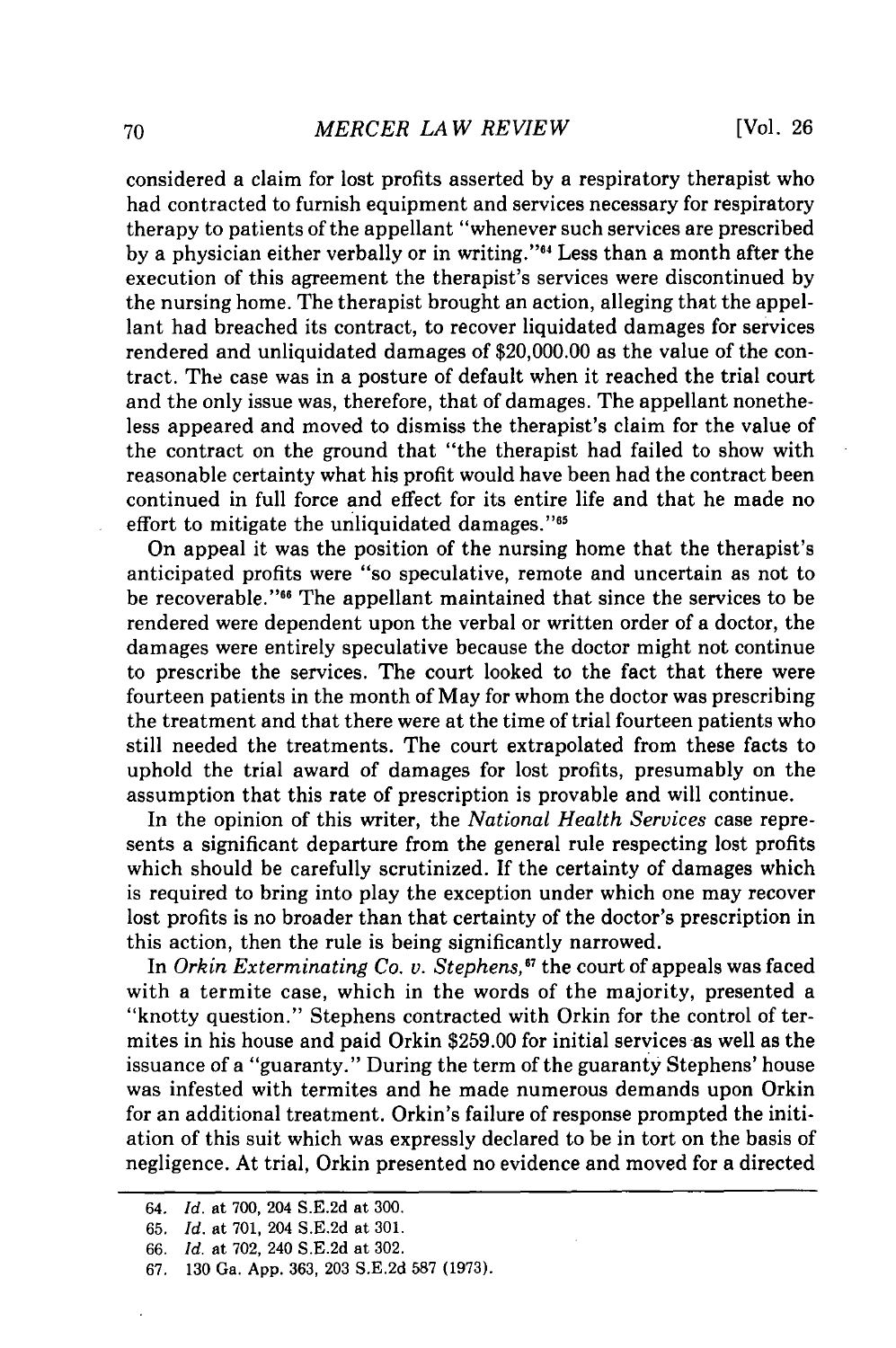considered a claim for lost profits asserted by a respiratory therapist who had contracted to furnish equipment and services necessary for respiratory therapy to patients of the appellant "whenever such services are prescribed by a physician either verbally or in writing."[64] Less than a month after the execution of this agreement the therapist's services were discontinued by the nursing home. The therapist brought an action, alleging that the appellant had breached its contract, to recover liquidated damages for services rendered and unliquidated damages of $20,000.00 as the value of the contract. The case was in a posture of default when it reached the trial court and the only issue was, therefore, that of damages. The appellant nonetheless appeared and moved to dismiss the therapist's claim for the value of the contract on the ground that "the therapist had failed to show with reasonable certainty what his profit would have been had the contract been continued in full force and effect for its entire life and that he made no effort to mitigate the unliquidated damages."[65]

On appeal it was the position of the nursing home that the therapist's anticipated profits were "so speculative, remote and uncertain as not to be recoverable."[66] The appellant maintained that since the services to be rendered were dependent upon the verbal or written order of a doctor, the damages were entirely speculative because the doctor might not continue to prescribe the services. The court looked to the fact that there were fourteen patients in the month of May for whom the doctor was prescribing the treatment and that there were at the time of trial fourteen patients who still needed the treatments. The court extrapolated from these facts to uphold the trial award of damages for lost profits, presumably on the assumption that this rate of prescription is provable and will continue.

In the opinion of this writer, the *National Health Services* case represents a significant departure from the general rule respecting lost profits which should be carefully scrutinized. If the certainty of damages which is required to bring into play the exception under which one may recover lost profits is no broader than that certainty of the doctor's prescription in this action, then the rule is being significantly narrowed.

In *Orkin Exterminating Co. v. Stephens,*[67] the court of appeals was faced with a termite case, which in the words of the majority, presented a "knotty question." Stephens contracted with Orkin for the control of termites in his house and paid Orkin $259.00 for initial services as well as the issuance of a "guaranty." During the term of the guaranty Stephens' house was infested with termites and he made numerous demands upon Orkin for an additional treatment. Orkin's failure of response prompted the initiation of this suit which was expressly declared to be in tort on the basis of negligence. At trial, Orkin presented no evidence and moved for a directed

---

64. *Id.* at 700, 204 S.E.2d at 300.
65. *Id.* at 701, 204 S.E.2d at 301.
66. *Id.* at 702, 240 S.E.2d at 302.
67. 130 Ga. App. 363, 203 S.E.2d 587 (1973).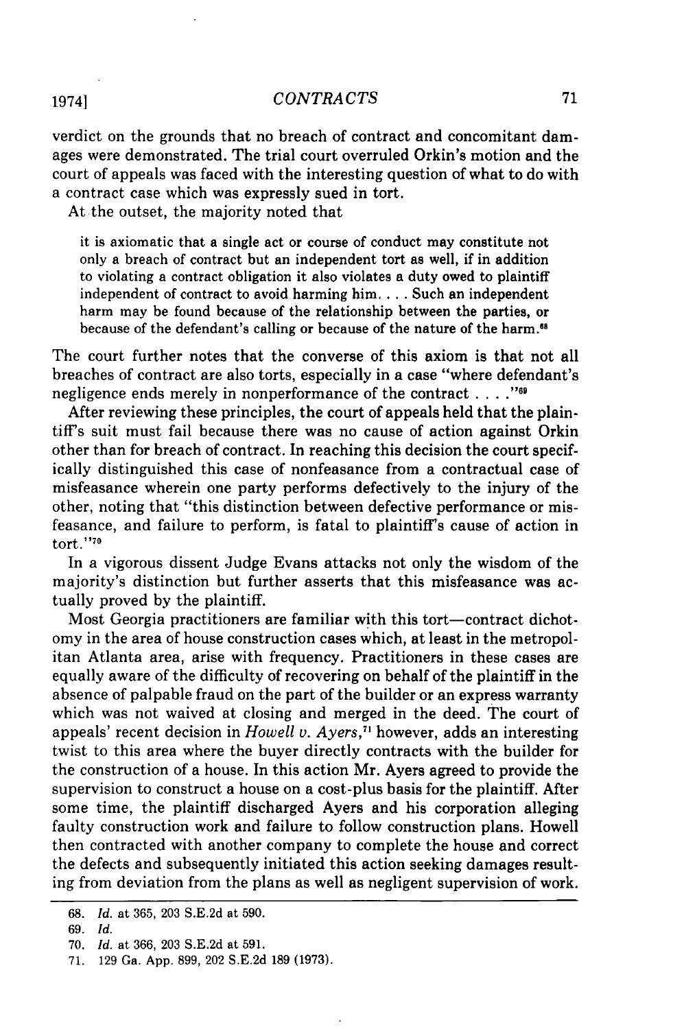verdict on the grounds that no breach of contract and concomitant damages were demonstrated. The trial court overruled Orkin's motion and the court of appeals was faced with the interesting question of what to do with a contract case which was expressly sued in tort.

At the outset, the majority noted that

> it is axiomatic that a single act or course of conduct may constitute not only a breach of contract but an independent tort as well, if in addition to violating a contract obligation it also violates a duty owed to plaintiff independent of contract to avoid harming him. . . . Such an independent harm may be found because of the relationship between the parties, or because of the defendant's calling or because of the nature of the harm.[68]

The court further notes that the converse of this axiom is that not all breaches of contract are also torts, especially in a case "where defendant's negligence ends merely in nonperformance of the contract . . . ."[69]

After reviewing these principles, the court of appeals held that the plaintiff's suit must fail because there was no cause of action against Orkin other than for breach of contract. In reaching this decision the court specifically distinguished this case of nonfeasance from a contractual case of misfeasance wherein one party performs defectively to the injury of the other, noting that "this distinction between defective performance or misfeasance, and failure to perform, is fatal to plaintiff's cause of action in tort."[70]

In a vigorous dissent Judge Evans attacks not only the wisdom of the majority's distinction but further asserts that this misfeasance was actually proved by the plaintiff.

Most Georgia practitioners are familiar with this tort—contract dichotomy in the area of house construction cases which, at least in the metropolitan Atlanta area, arise with frequency. Practitioners in these cases are equally aware of the difficulty of recovering on behalf of the plaintiff in the absence of palpable fraud on the part of the builder or an express warranty which was not waived at closing and merged in the deed. The court of appeals' recent decision in *Howell v. Ayers*,[71] however, adds an interesting twist to this area where the buyer directly contracts with the builder for the construction of a house. In this action Mr. Ayers agreed to provide the supervision to construct a house on a cost-plus basis for the plaintiff. After some time, the plaintiff discharged Ayers and his corporation alleging faulty construction work and failure to follow construction plans. Howell then contracted with another company to complete the house and correct the defects and subsequently initiated this action seeking damages resulting from deviation from the plans as well as negligent supervision of work.

---

68. *Id.* at 365, 203 S.E.2d at 590.

69. *Id.*

70. *Id.* at 366, 203 S.E.2d at 591.

71. 129 Ga. App. 899, 202 S.E.2d 189 (1973).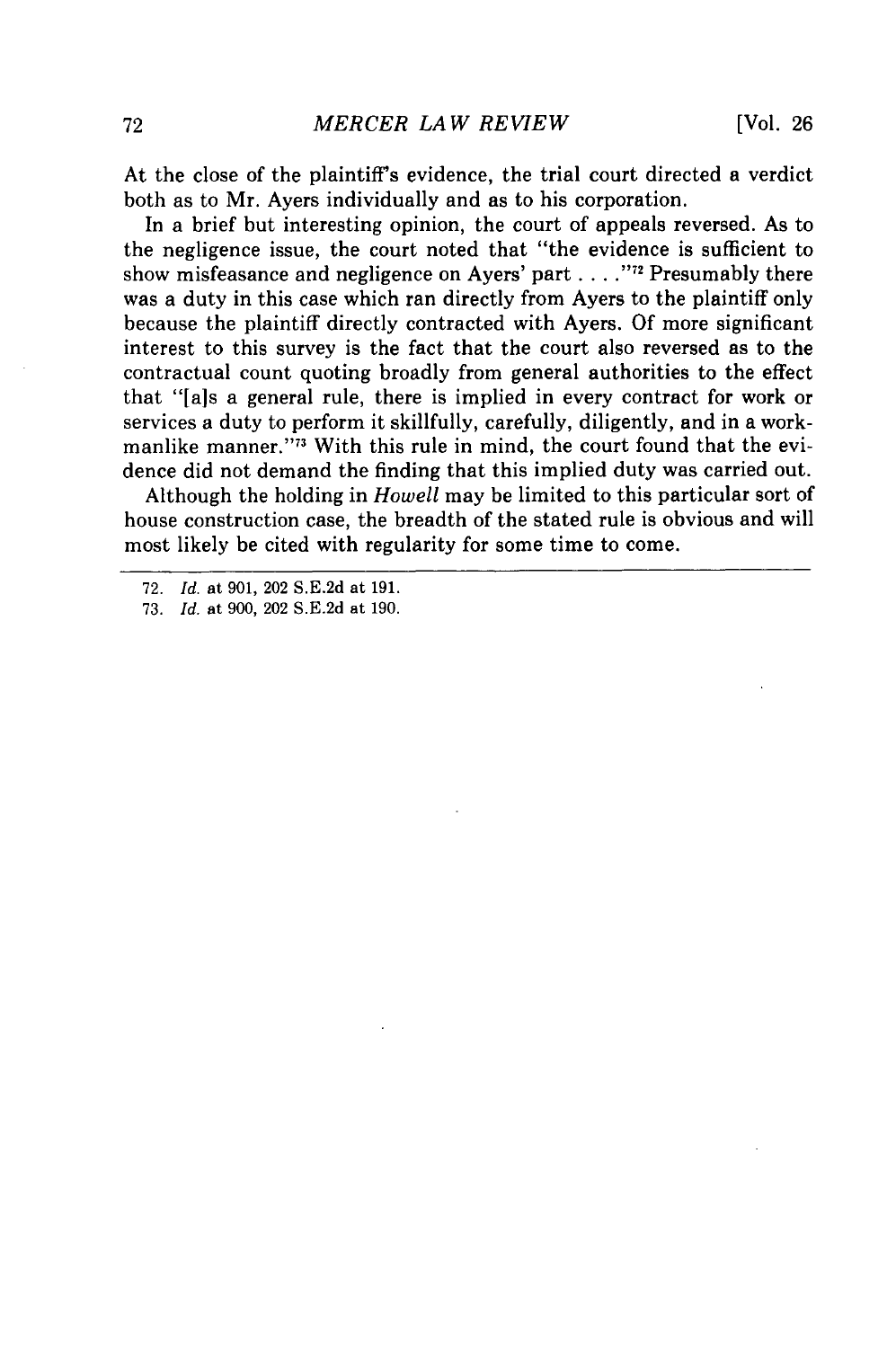At the close of the plaintiff's evidence, the trial court directed a verdict both as to Mr. Ayers individually and as to his corporation.

In a brief but interesting opinion, the court of appeals reversed. As to the negligence issue, the court noted that "the evidence is sufficient to show misfeasance and negligence on Ayers' part . . . ."[72] Presumably there was a duty in this case which ran directly from Ayers to the plaintiff only because the plaintiff directly contracted with Ayers. Of more significant interest to this survey is the fact that the court also reversed as to the contractual count quoting broadly from general authorities to the effect that "[a]s a general rule, there is implied in every contract for work or services a duty to perform it skillfully, carefully, diligently, and in a workmanlike manner."[73] With this rule in mind, the court found that the evidence did not demand the finding that this implied duty was carried out.

Although the holding in *Howell* may be limited to this particular sort of house construction case, the breadth of the stated rule is obvious and will most likely be cited with regularity for some time to come.

---

72. *Id.* at 901, 202 S.E.2d at 191.
73. *Id.* at 900, 202 S.E.2d at 190.